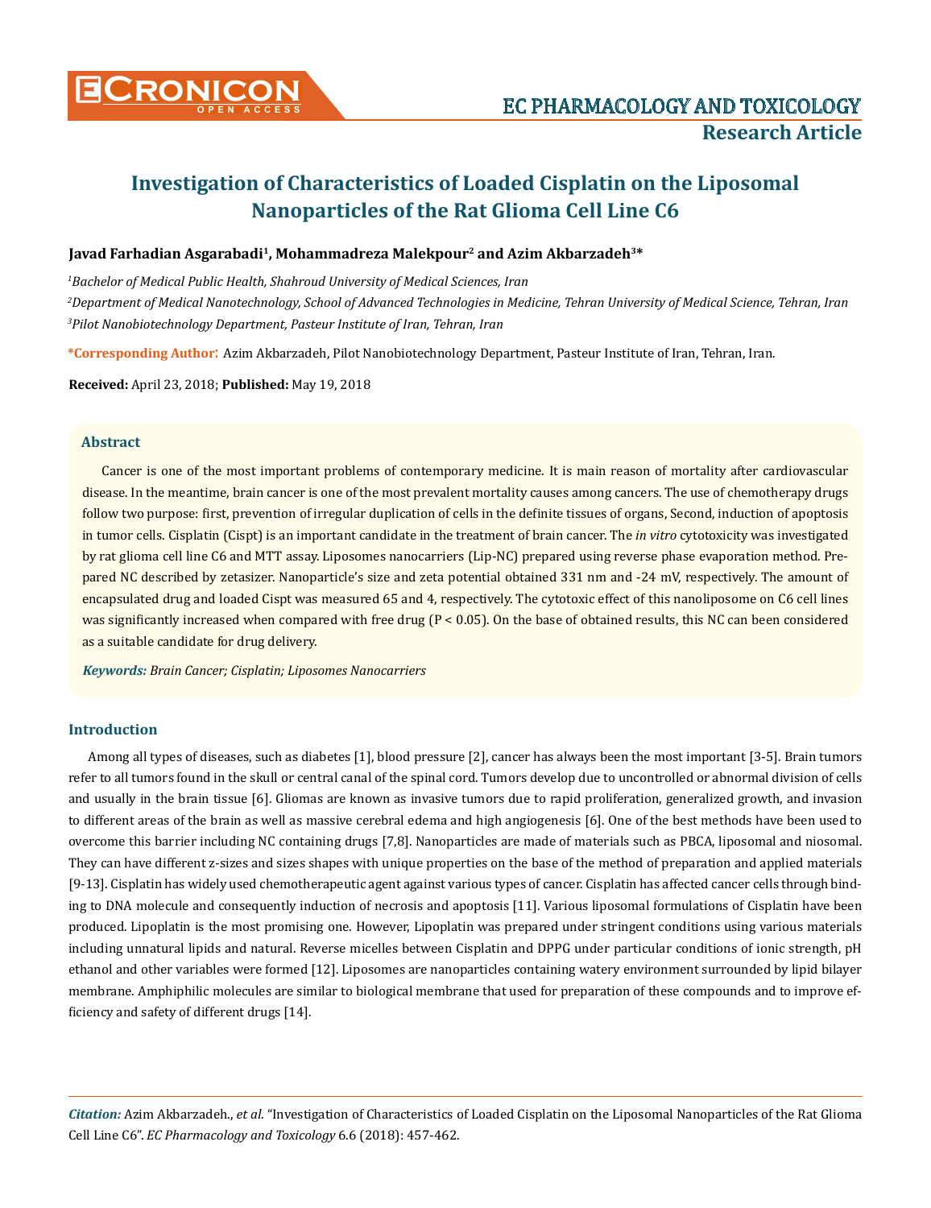# Investigation of Characteristics of Loaded Cisplatin on the Liposomal Nanoparticles of the Rat Glioma Cell Line C6

**Javad Farhadian Asgarabadi[1], Mohammadreza Malekpour[2] and Azim Akbarzadeh[3]***

*[1]Bachelor of Medical Public Health, Shahroud University of Medical Sciences, Iran*

*[2]Department of Medical Nanotechnology, School of Advanced Technologies in Medicine, Tehran University of Medical Science, Tehran, Iran*

*[3]Pilot Nanobiotechnology Department, Pasteur Institute of Iran, Tehran, Iran*

**\*Corresponding Author:** Azim Akbarzadeh, Pilot Nanobiotechnology Department, Pasteur Institute of Iran, Tehran, Iran.

**Received:** April 23, 2018; **Published:** May 19, 2018

## Abstract

Cancer is one of the most important problems of contemporary medicine. It is main reason of mortality after cardiovascular disease. In the meantime, brain cancer is one of the most prevalent mortality causes among cancers. The use of chemotherapy drugs follow two purpose: first, prevention of irregular duplication of cells in the definite tissues of organs, Second, induction of apoptosis in tumor cells. Cisplatin (Cispt) is an important candidate in the treatment of brain cancer. The *in vitro* cytotoxicity was investigated by rat glioma cell line C6 and MTT assay. Liposomes nanocarriers (Lip-NC) prepared using reverse phase evaporation method. Prepared NC described by zetasizer. Nanoparticle's size and zeta potential obtained 331 nm and -24 mV, respectively. The amount of encapsulated drug and loaded Cispt was measured 65 and 4, respectively. The cytotoxic effect of this nanoliposome on C6 cell lines was significantly increased when compared with free drug ($P < 0.05$). On the base of obtained results, this NC can been considered as a suitable candidate for drug delivery.

***Keywords:*** *Brain Cancer; Cisplatin; Liposomes Nanocarriers*

## Introduction

Among all types of diseases, such as diabetes [1], blood pressure [2], cancer has always been the most important [3-5]. Brain tumors refer to all tumors found in the skull or central canal of the spinal cord. Tumors develop due to uncontrolled or abnormal division of cells and usually in the brain tissue [6]. Gliomas are known as invasive tumors due to rapid proliferation, generalized growth, and invasion to different areas of the brain as well as massive cerebral edema and high angiogenesis [6]. One of the best methods have been used to overcome this barrier including NC containing drugs [7,8]. Nanoparticles are made of materials such as PBCA, liposomal and niosomal. They can have different z-sizes and sizes shapes with unique properties on the base of the method of preparation and applied materials [9-13]. Cisplatin has widely used chemotherapeutic agent against various types of cancer. Cisplatin has affected cancer cells through binding to DNA molecule and consequently induction of necrosis and apoptosis [11]. Various liposomal formulations of Cisplatin have been produced. Lipoplatin is the most promising one. However, Lipoplatin was prepared under stringent conditions using various materials including unnatural lipids and natural. Reverse micelles between Cisplatin and DPPG under particular conditions of ionic strength, pH ethanol and other variables were formed [12]. Liposomes are nanoparticles containing watery environment surrounded by lipid bilayer membrane. Amphiphilic molecules are similar to biological membrane that used for preparation of these compounds and to improve efficiency and safety of different drugs [14].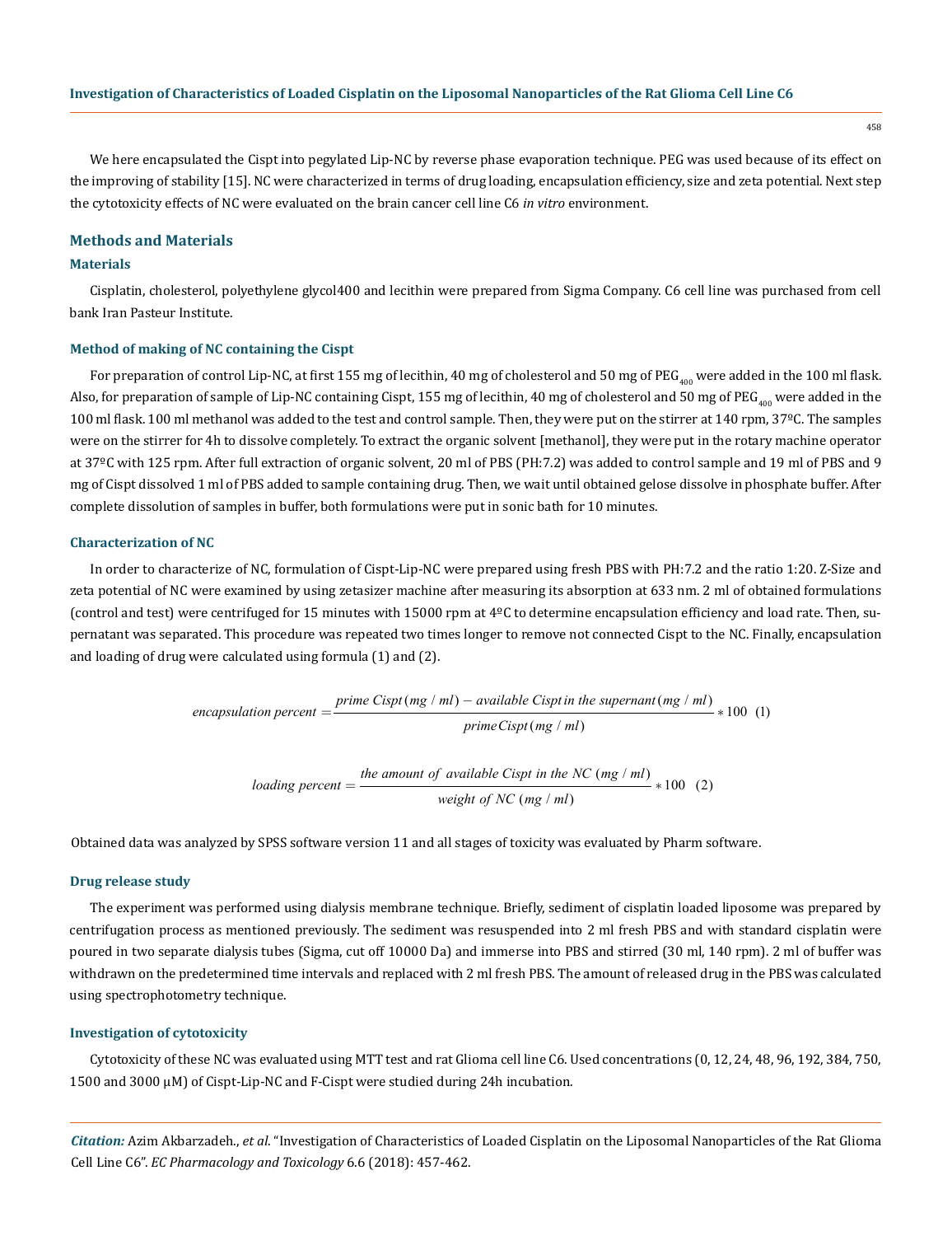We here encapsulated the Cispt into pegylated Lip-NC by reverse phase evaporation technique. PEG was used because of its effect on the improving of stability [15]. NC were characterized in terms of drug loading, encapsulation efficiency, size and zeta potential. Next step the cytotoxicity effects of NC were evaluated on the brain cancer cell line C6 *in vitro* environment.

## Methods and Materials

### Materials

Cisplatin, cholesterol, polyethylene glycol400 and lecithin were prepared from Sigma Company. C6 cell line was purchased from cell bank Iran Pasteur Institute.

### Method of making of NC containing the Cispt

For preparation of control Lip-NC, at first 155 mg of lecithin, 40 mg of cholesterol and 50 mg of $PEG_{400}$ were added in the 100 ml flask. Also, for preparation of sample of Lip-NC containing Cispt, 155 mg of lecithin, 40 mg of cholesterol and 50 mg of $PEG_{400}$ were added in the 100 ml flask. 100 ml methanol was added to the test and control sample. Then, they were put on the stirrer at 140 rpm, 37ºC. The samples were on the stirrer for 4h to dissolve completely. To extract the organic solvent [methanol], they were put in the rotary machine operator at 37ºC with 125 rpm. After full extraction of organic solvent, 20 ml of PBS (PH:7.2) was added to control sample and 19 ml of PBS and 9 mg of Cispt dissolved 1 ml of PBS added to sample containing drug. Then, we wait until obtained gelose dissolve in phosphate buffer. After complete dissolution of samples in buffer, both formulations were put in sonic bath for 10 minutes.

### Characterization of NC

In order to characterize of NC, formulation of Cispt-Lip-NC were prepared using fresh PBS with PH:7.2 and the ratio 1:20. Z-Size and zeta potential of NC were examined by using zetasizer machine after measuring its absorption at 633 nm. 2 ml of obtained formulations (control and test) were centrifuged for 15 minutes with 15000 rpm at 4ºC to determine encapsulation efficiency and load rate. Then, supernatant was separated. This procedure was repeated two times longer to remove not connected Cispt to the NC. Finally, encapsulation and loading of drug were calculated using formula (1) and (2).

$$encapsulation\ percent = \frac{prime\ Cispt\,(mg\ /\ ml) - available\ Cispt\ in\ the\ supernant\,(mg\ /\ ml)}{prime\ Cispt\,(mg\ /\ ml)} * 100 \quad (1)$$

$$loading\ percent = \frac{the\ amount\ of\ available\ Cispt\ in\ the\ NC\ (mg\ /\ ml)}{weight\ of\ NC\ (mg\ /\ ml)} * 100 \quad (2)$$

Obtained data was analyzed by SPSS software version 11 and all stages of toxicity was evaluated by Pharm software.

### Drug release study

The experiment was performed using dialysis membrane technique. Briefly, sediment of cisplatin loaded liposome was prepared by centrifugation process as mentioned previously. The sediment was resuspended into 2 ml fresh PBS and with standard cisplatin were poured in two separate dialysis tubes (Sigma, cut off 10000 Da) and immerse into PBS and stirred (30 ml, 140 rpm). 2 ml of buffer was withdrawn on the predetermined time intervals and replaced with 2 ml fresh PBS. The amount of released drug in the PBS was calculated using spectrophotometry technique.

### Investigation of cytotoxicity

Cytotoxicity of these NC was evaluated using MTT test and rat Glioma cell line C6. Used concentrations (0, 12, 24, 48, 96, 192, 384, 750, 1500 and 3000 μM) of Cispt-Lip-NC and F-Cispt were studied during 24h incubation.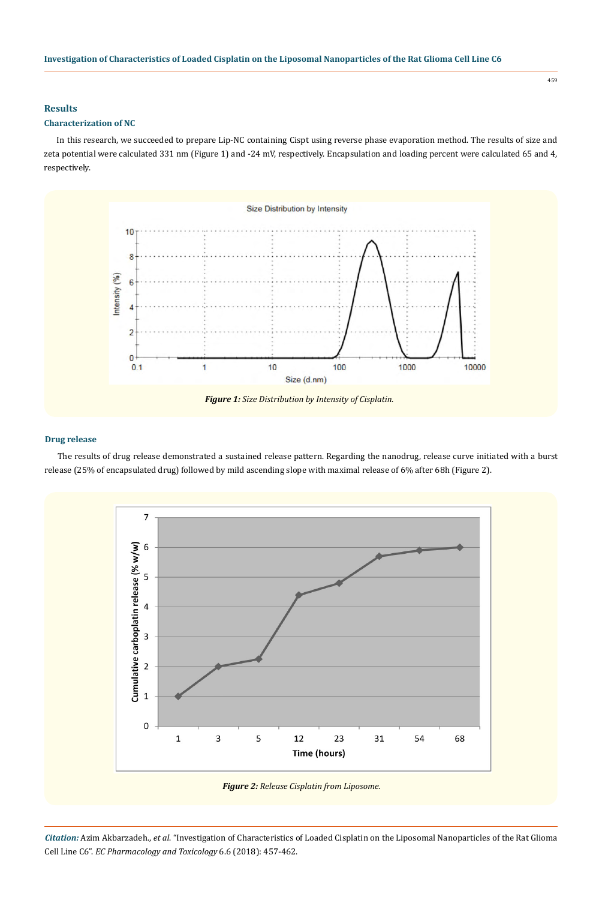## Results

### Characterization of NC

In this research, we succeeded to prepare Lip-NC containing Cispt using reverse phase evaporation method. The results of size and zeta potential were calculated 331 nm (Figure 1) and -24 mV, respectively. Encapsulation and loading percent were calculated 65 and 4, respectively.

Size Distribution by Intensity

Intensity (%)

10
8
6
4
2
0

0.1
1
10
100
1000
10000

Size (d.nm)

***Figure 1:*** *Size Distribution by Intensity of Cisplatin.*

### Drug release

The results of drug release demonstrated a sustained release pattern. Regarding the nanodrug, release curve initiated with a burst release (25% of encapsulated drug) followed by mild ascending slope with maximal release of 6% after 68h (Figure 2).

Cumulative carboplatin release (% w/w)

7
6
5
4
3
2
1
0

1
3
5
12
23
31
54
68

Time (hours)

***Figure 2:*** *Release Cisplatin from Liposome.*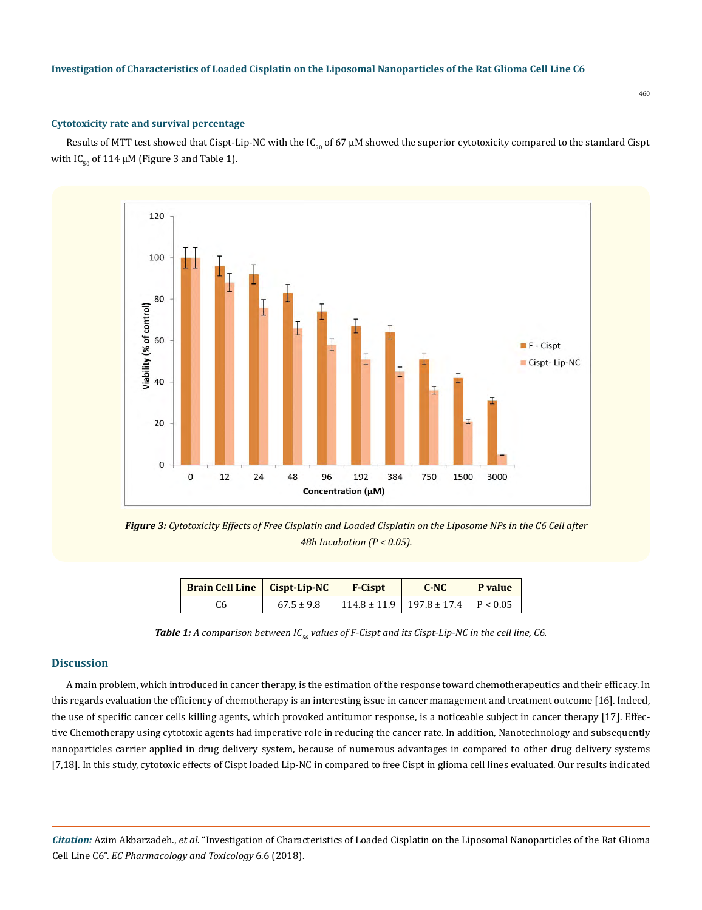### Cytotoxicity rate and survival percentage

Results of MTT test showed that Cispt-Lip-NC with the $IC_{50}$ of 67 µM showed the superior cytotoxicity compared to the standard Cispt with $IC_{50}$ of 114 µM (Figure 3 and Table 1).

120
100
80
60
40
20
0
Viability (% of control)
0 12 24 48 96 192 384 750 1500 3000
Concentration (µM)
F - Cispt
Cispt- Lip-NC

***Figure 3:*** *Cytotoxicity Effects of Free Cisplatin and Loaded Cisplatin on the Liposome NPs in the C6 Cell after 48h Incubation (P < 0.05).*

| Brain Cell Line | Cispt-Lip-NC | F-Cispt | C-NC | P value |
|---|---|---|---|---|
| C6 | 67.5 ± 9.8 | 114.8 ± 11.9 | 197.8 ± 17.4 | P < 0.05 |

***Table 1:*** *A comparison between $IC_{50}$ values of F-Cispt and its Cispt-Lip-NC in the cell line, C6.*

## Discussion

A main problem, which introduced in cancer therapy, is the estimation of the response toward chemotherapeutics and their efficacy. In this regards evaluation the efficiency of chemotherapy is an interesting issue in cancer management and treatment outcome [16]. Indeed, the use of specific cancer cells killing agents, which provoked antitumor response, is a noticeable subject in cancer therapy [17]. Effective Chemotherapy using cytotoxic agents had imperative role in reducing the cancer rate. In addition, Nanotechnology and subsequently nanoparticles carrier applied in drug delivery system, because of numerous advantages in compared to other drug delivery systems [7,18]. In this study, cytotoxic effects of Cispt loaded Lip-NC in compared to free Cispt in glioma cell lines evaluated. Our results indicated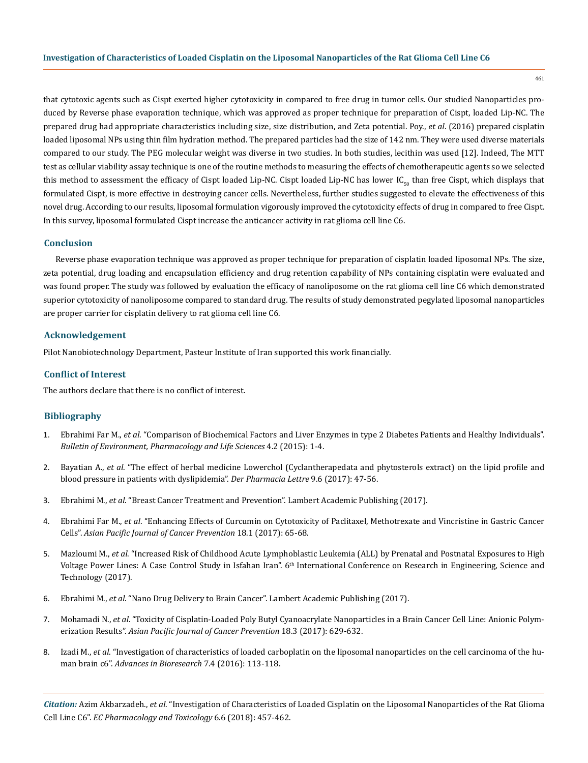that cytotoxic agents such as Cispt exerted higher cytotoxicity in compared to free drug in tumor cells. Our studied Nanoparticles produced by Reverse phase evaporation technique, which was approved as proper technique for preparation of Cispt, loaded Lip-NC. The prepared drug had appropriate characteristics including size, size distribution, and Zeta potential. Poy., *et al*. (2016) prepared cisplatin loaded liposomal NPs using thin film hydration method. The prepared particles had the size of 142 nm. They were used diverse materials compared to our study. The PEG molecular weight was diverse in two studies. In both studies, lecithin was used [12]. Indeed, The MTT test as cellular viability assay technique is one of the routine methods to measuring the effects of chemotherapeutic agents so we selected this method to assessment the efficacy of Cispt loaded Lip-NC. Cispt loaded Lip-NC has lower $IC_{50}$ than free Cispt, which displays that formulated Cispt, is more effective in destroying cancer cells. Nevertheless, further studies suggested to elevate the effectiveness of this novel drug. According to our results, liposomal formulation vigorously improved the cytotoxicity effects of drug in compared to free Cispt. In this survey, liposomal formulated Cispt increase the anticancer activity in rat glioma cell line C6.

## Conclusion

Reverse phase evaporation technique was approved as proper technique for preparation of cisplatin loaded liposomal NPs. The size, zeta potential, drug loading and encapsulation efficiency and drug retention capability of NPs containing cisplatin were evaluated and was found proper. The study was followed by evaluation the efficacy of nanoliposome on the rat glioma cell line C6 which demonstrated superior cytotoxicity of nanoliposome compared to standard drug. The results of study demonstrated pegylated liposomal nanoparticles are proper carrier for cisplatin delivery to rat glioma cell line C6.

## Acknowledgement

Pilot Nanobiotechnology Department, Pasteur Institute of Iran supported this work financially.

## Conflict of Interest

The authors declare that there is no conflict of interest.

## Bibliography

1. Ebrahimi Far M., *et al*. "Comparison of Biochemical Factors and Liver Enzymes in type 2 Diabetes Patients and Healthy Individuals". *Bulletin of Environment, Pharmacology and Life Sciences* 4.2 (2015): 1-4.
2. Bayatian A., *et al*. "The effect of herbal medicine Lowerchol (Cyclantherapedata and phytosterols extract) on the lipid profile and blood pressure in patients with dyslipidemia". *Der Pharmacia Lettre* 9.6 (2017): 47-56.
3. Ebrahimi M., *et al*. "Breast Cancer Treatment and Prevention". Lambert Academic Publishing (2017).
4. Ebrahimi Far M., *et al*. "Enhancing Effects of Curcumin on Cytotoxicity of Paclitaxel, Methotrexate and Vincristine in Gastric Cancer Cells". *Asian Pacific Journal of Cancer Prevention* 18.1 (2017): 65-68.
5. Mazloumi M., *et al*. "Increased Risk of Childhood Acute Lymphoblastic Leukemia (ALL) by Prenatal and Postnatal Exposures to High Voltage Power Lines: A Case Control Study in Isfahan Iran". 6th International Conference on Research in Engineering, Science and Technology (2017).
6. Ebrahimi M., *et al*. "Nano Drug Delivery to Brain Cancer". Lambert Academic Publishing (2017).
7. Mohamadi N., *et al*. "Toxicity of Cisplatin-Loaded Poly Butyl Cyanoacrylate Nanoparticles in a Brain Cancer Cell Line: Anionic Polymerization Results". *Asian Pacific Journal of Cancer Prevention* 18.3 (2017): 629-632.
8. Izadi M., *et al*. "Investigation of characteristics of loaded carboplatin on the liposomal nanoparticles on the cell carcinoma of the human brain c6". *Advances in Bioresearch* 7.4 (2016): 113-118.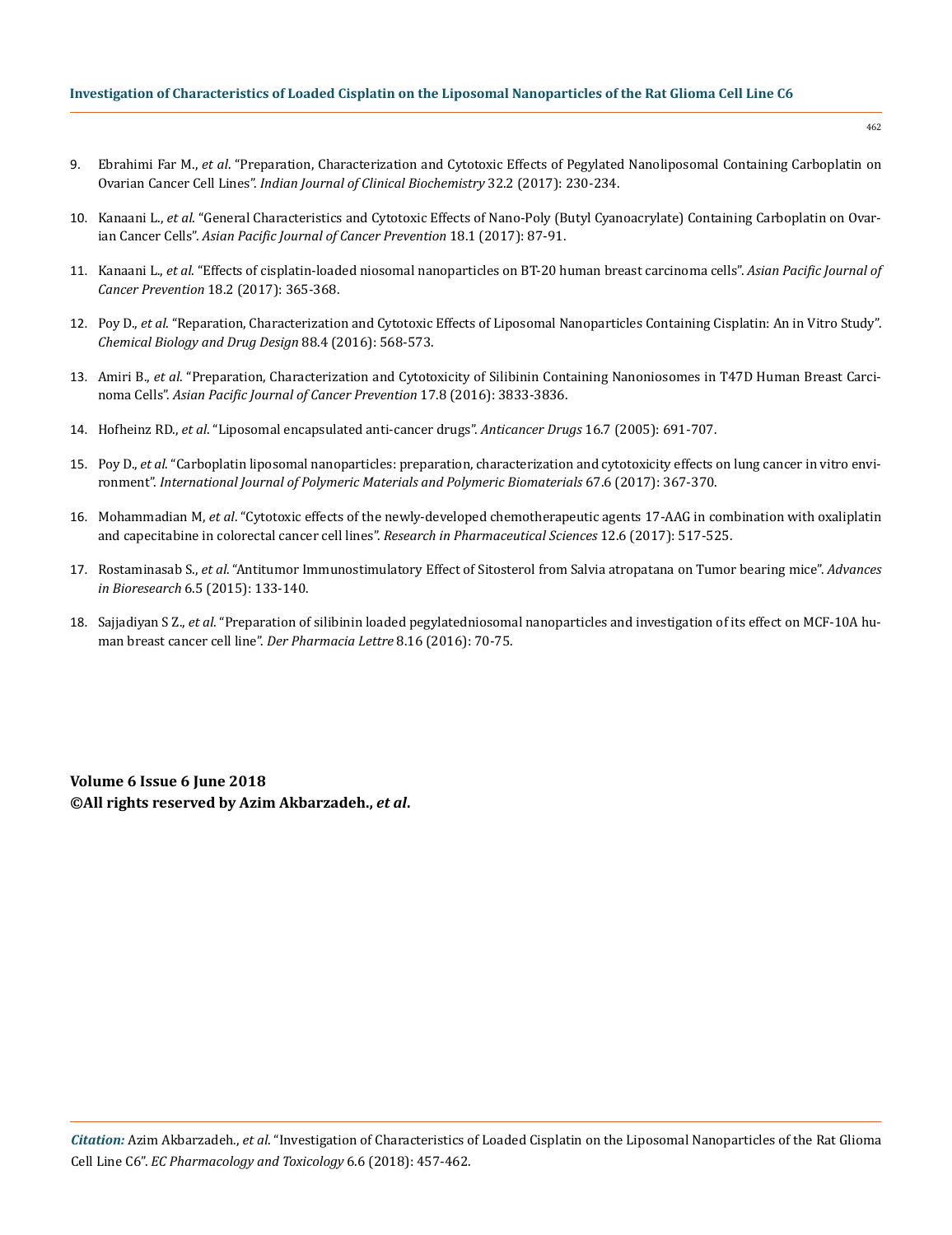9. Ebrahimi Far M., *et al*. "Preparation, Characterization and Cytotoxic Effects of Pegylated Nanoliposomal Containing Carboplatin on Ovarian Cancer Cell Lines". *Indian Journal of Clinical Biochemistry* 32.2 (2017): 230-234.

10. Kanaani L., *et al*. "General Characteristics and Cytotoxic Effects of Nano-Poly (Butyl Cyanoacrylate) Containing Carboplatin on Ovarian Cancer Cells". *Asian Pacific Journal of Cancer Prevention* 18.1 (2017): 87-91.

11. Kanaani L., *et al*. "Effects of cisplatin-loaded niosomal nanoparticles on BT-20 human breast carcinoma cells". *Asian Pacific Journal of Cancer Prevention* 18.2 (2017): 365-368.

12. Poy D., *et al*. "Reparation, Characterization and Cytotoxic Effects of Liposomal Nanoparticles Containing Cisplatin: An in Vitro Study". *Chemical Biology and Drug Design* 88.4 (2016): 568-573.

13. Amiri B., *et al*. "Preparation, Characterization and Cytotoxicity of Silibinin Containing Nanoniosomes in T47D Human Breast Carcinoma Cells". *Asian Pacific Journal of Cancer Prevention* 17.8 (2016): 3833-3836.

14. Hofheinz RD., *et al*. "Liposomal encapsulated anti-cancer drugs". *Anticancer Drugs* 16.7 (2005): 691-707.

15. Poy D., *et al*. "Carboplatin liposomal nanoparticles: preparation, characterization and cytotoxicity effects on lung cancer in vitro environment". *International Journal of Polymeric Materials and Polymeric Biomaterials* 67.6 (2017): 367-370.

16. Mohammadian M, *et al*. "Cytotoxic effects of the newly-developed chemotherapeutic agents 17-AAG in combination with oxaliplatin and capecitabine in colorectal cancer cell lines". *Research in Pharmaceutical Sciences* 12.6 (2017): 517-525.

17. Rostaminasab S., *et al*. "Antitumor Immunostimulatory Effect of Sitosterol from Salvia atropatana on Tumor bearing mice". *Advances in Bioresearch* 6.5 (2015): 133-140.

18. Sajjadiyan S Z., *et al*. "Preparation of silibinin loaded pegylatedniosomal nanoparticles and investigation of its effect on MCF-10A human breast cancer cell line". *Der Pharmacia Lettre* 8.16 (2016): 70-75.

**Volume 6 Issue 6 June 2018**
**©All rights reserved by Azim Akbarzadeh., *et al*.**